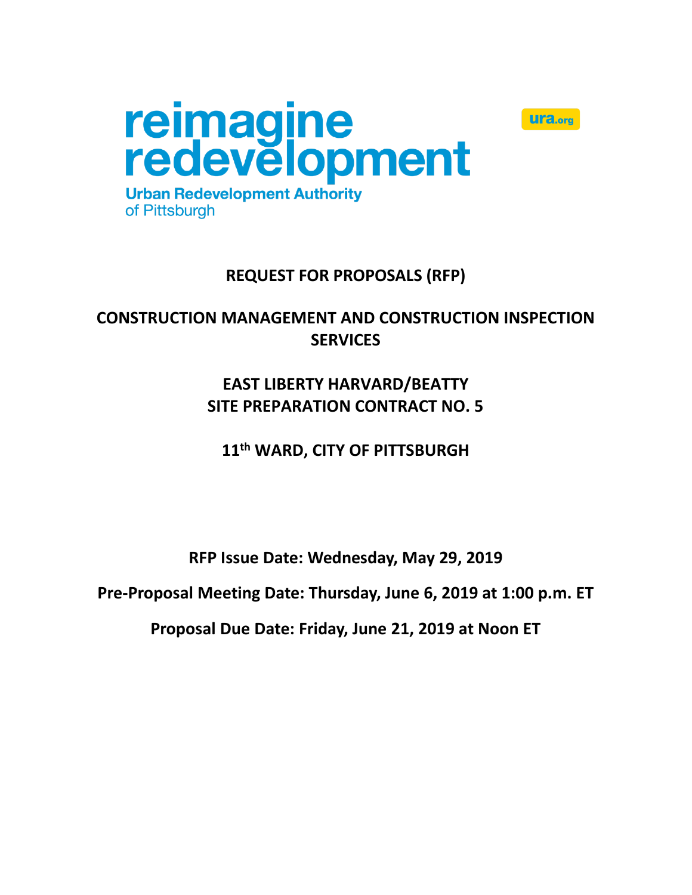reimagine redevelopment

Urban Redevelopment Authority of Pittsburgh

ura.org

# REQUEST FOR PROPOSALS (RFP)

# CONSTRUCTION MANAGEMENT AND CONSTRUCTION INSPECTION SERVICES

## EAST LIBERTY HARVARD/BEATTY SITE PREPARATION CONTRACT NO. 5

## 11th WARD, CITY OF PITTSBURGH

**RFP Issue Date: Wednesday, May 29, 2019**

**Pre-Proposal Meeting Date: Thursday, June 6, 2019 at 1:00 p.m. ET**

**Proposal Due Date: Friday, June 21, 2019 at Noon ET**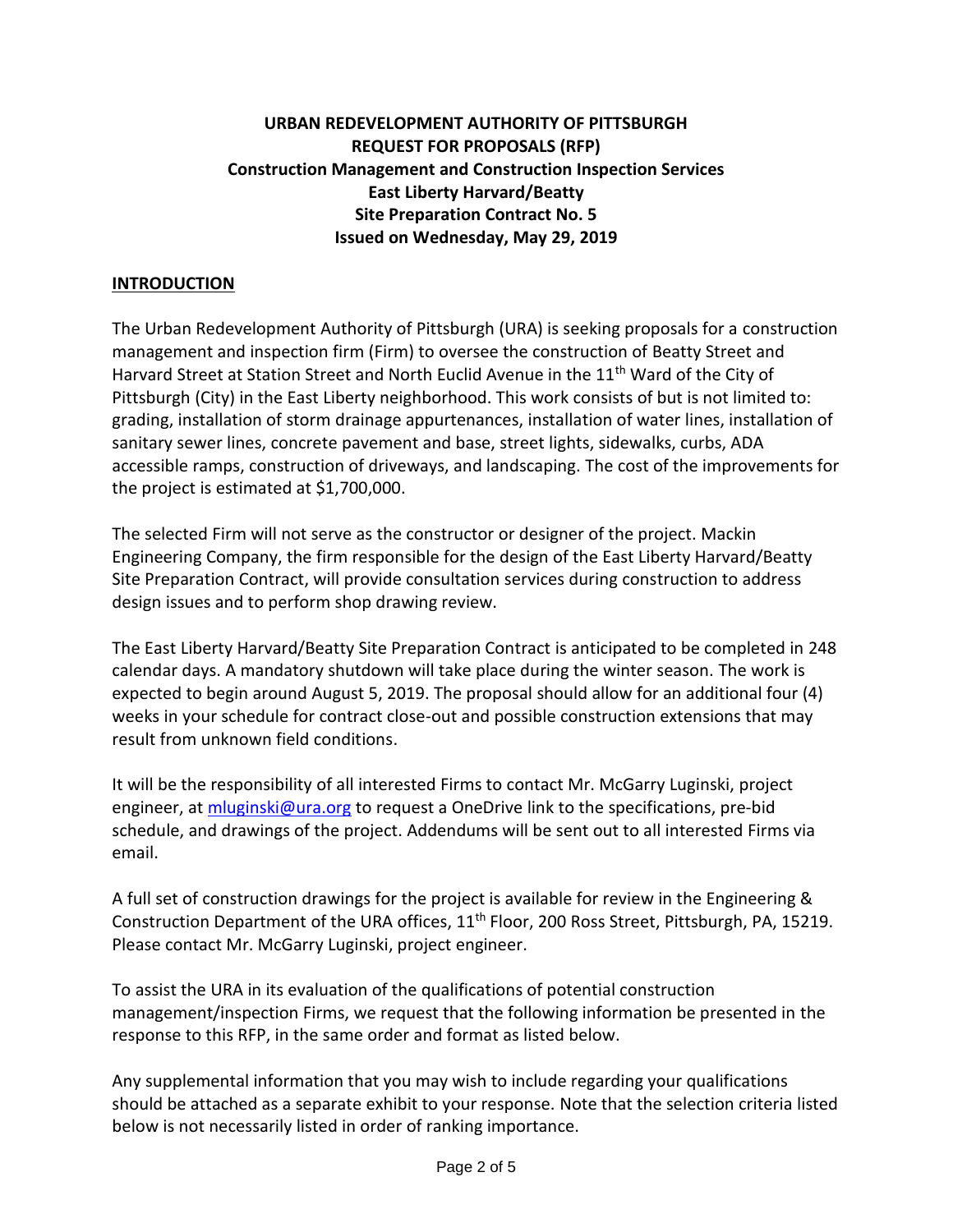**URBAN REDEVELOPMENT AUTHORITY OF PITTSBURGH**
**REQUEST FOR PROPOSALS (RFP)**
**Construction Management and Construction Inspection Services**
**East Liberty Harvard/Beatty**
**Site Preparation Contract No. 5**
**Issued on Wednesday, May 29, 2019**

## INTRODUCTION

The Urban Redevelopment Authority of Pittsburgh (URA) is seeking proposals for a construction management and inspection firm (Firm) to oversee the construction of Beatty Street and Harvard Street at Station Street and North Euclid Avenue in the 11th Ward of the City of Pittsburgh (City) in the East Liberty neighborhood. This work consists of but is not limited to: grading, installation of storm drainage appurtenances, installation of water lines, installation of sanitary sewer lines, concrete pavement and base, street lights, sidewalks, curbs, ADA accessible ramps, construction of driveways, and landscaping. The cost of the improvements for the project is estimated at $1,700,000.

The selected Firm will not serve as the constructor or designer of the project. Mackin Engineering Company, the firm responsible for the design of the East Liberty Harvard/Beatty Site Preparation Contract, will provide consultation services during construction to address design issues and to perform shop drawing review.

The East Liberty Harvard/Beatty Site Preparation Contract is anticipated to be completed in 248 calendar days. A mandatory shutdown will take place during the winter season. The work is expected to begin around August 5, 2019. The proposal should allow for an additional four (4) weeks in your schedule for contract close-out and possible construction extensions that may result from unknown field conditions.

It will be the responsibility of all interested Firms to contact Mr. McGarry Luginski, project engineer, at mluginski@ura.org to request a OneDrive link to the specifications, pre-bid schedule, and drawings of the project. Addendums will be sent out to all interested Firms via email.

A full set of construction drawings for the project is available for review in the Engineering & Construction Department of the URA offices, 11th Floor, 200 Ross Street, Pittsburgh, PA, 15219. Please contact Mr. McGarry Luginski, project engineer.

To assist the URA in its evaluation of the qualifications of potential construction management/inspection Firms, we request that the following information be presented in the response to this RFP, in the same order and format as listed below.

Any supplemental information that you may wish to include regarding your qualifications should be attached as a separate exhibit to your response. Note that the selection criteria listed below is not necessarily listed in order of ranking importance.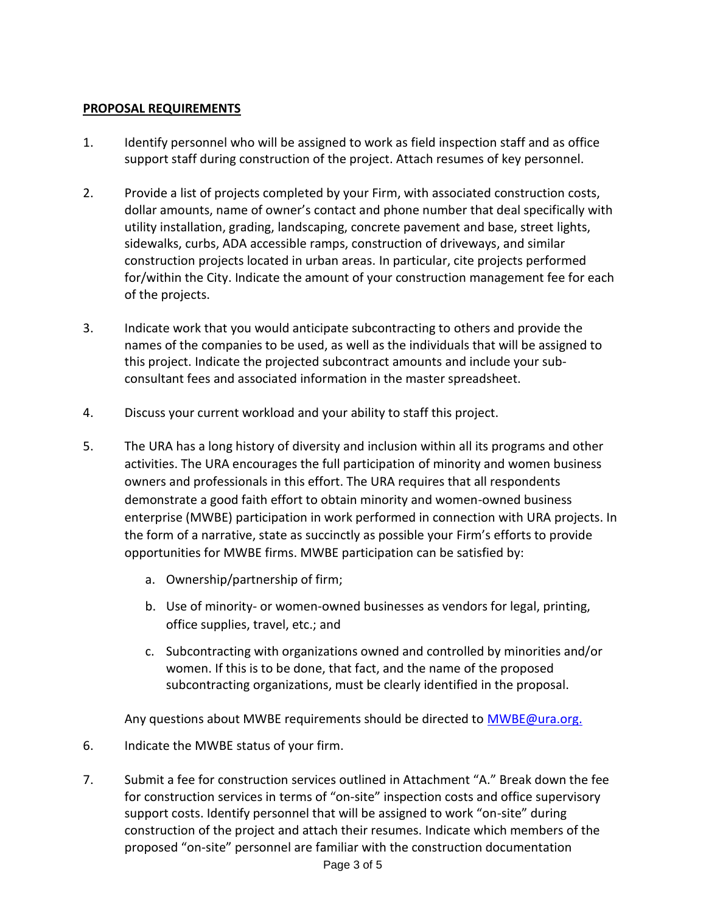**PROPOSAL REQUIREMENTS**

1. Identify personnel who will be assigned to work as field inspection staff and as office support staff during construction of the project. Attach resumes of key personnel.

2. Provide a list of projects completed by your Firm, with associated construction costs, dollar amounts, name of owner's contact and phone number that deal specifically with utility installation, grading, landscaping, concrete pavement and base, street lights, sidewalks, curbs, ADA accessible ramps, construction of driveways, and similar construction projects located in urban areas. In particular, cite projects performed for/within the City. Indicate the amount of your construction management fee for each of the projects.

3. Indicate work that you would anticipate subcontracting to others and provide the names of the companies to be used, as well as the individuals that will be assigned to this project. Indicate the projected subcontract amounts and include your sub-consultant fees and associated information in the master spreadsheet.

4. Discuss your current workload and your ability to staff this project.

5. The URA has a long history of diversity and inclusion within all its programs and other activities. The URA encourages the full participation of minority and women business owners and professionals in this effort. The URA requires that all respondents demonstrate a good faith effort to obtain minority and women-owned business enterprise (MWBE) participation in work performed in connection with URA projects. In the form of a narrative, state as succinctly as possible your Firm's efforts to provide opportunities for MWBE firms. MWBE participation can be satisfied by:

   a. Ownership/partnership of firm;

   b. Use of minority- or women-owned businesses as vendors for legal, printing, office supplies, travel, etc.; and

   c. Subcontracting with organizations owned and controlled by minorities and/or women. If this is to be done, that fact, and the name of the proposed subcontracting organizations, must be clearly identified in the proposal.

   Any questions about MWBE requirements should be directed to MWBE@ura.org.

6. Indicate the MWBE status of your firm.

7. Submit a fee for construction services outlined in Attachment "A." Break down the fee for construction services in terms of "on-site" inspection costs and office supervisory support costs. Identify personnel that will be assigned to work "on-site" during construction of the project and attach their resumes. Indicate which members of the proposed "on-site" personnel are familiar with the construction documentation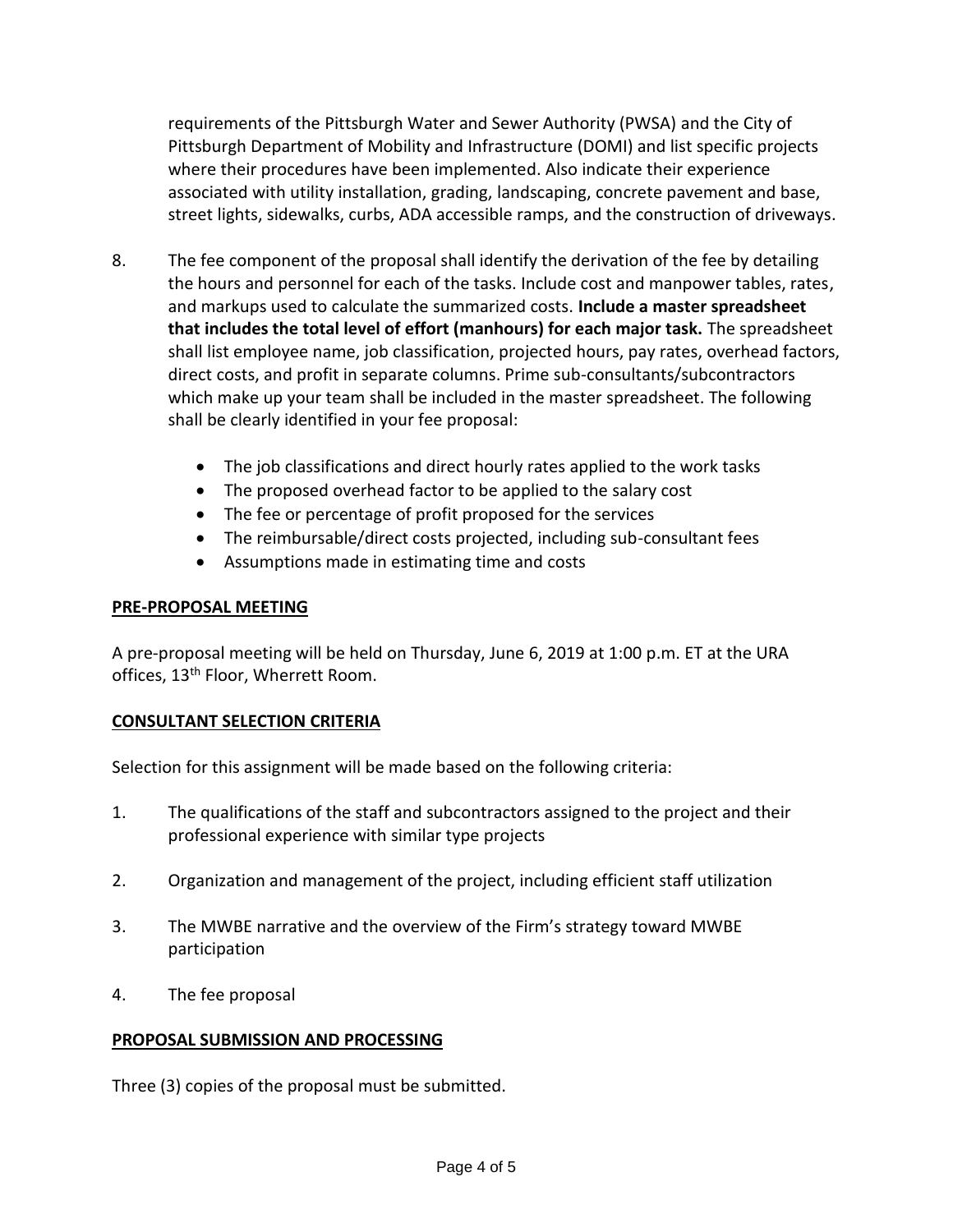requirements of the Pittsburgh Water and Sewer Authority (PWSA) and the City of Pittsburgh Department of Mobility and Infrastructure (DOMI) and list specific projects where their procedures have been implemented. Also indicate their experience associated with utility installation, grading, landscaping, concrete pavement and base, street lights, sidewalks, curbs, ADA accessible ramps, and the construction of driveways.

8. The fee component of the proposal shall identify the derivation of the fee by detailing the hours and personnel for each of the tasks. Include cost and manpower tables, rates, and markups used to calculate the summarized costs. **Include a master spreadsheet that includes the total level of effort (manhours) for each major task.** The spreadsheet shall list employee name, job classification, projected hours, pay rates, overhead factors, direct costs, and profit in separate columns. Prime sub-consultants/subcontractors which make up your team shall be included in the master spreadsheet. The following shall be clearly identified in your fee proposal:

    - The job classifications and direct hourly rates applied to the work tasks
    - The proposed overhead factor to be applied to the salary cost
    - The fee or percentage of profit proposed for the services
    - The reimbursable/direct costs projected, including sub-consultant fees
    - Assumptions made in estimating time and costs

## PRE-PROPOSAL MEETING

A pre-proposal meeting will be held on Thursday, June 6, 2019 at 1:00 p.m. ET at the URA offices, 13th Floor, Wherrett Room.

## CONSULTANT SELECTION CRITERIA

Selection for this assignment will be made based on the following criteria:

1. The qualifications of the staff and subcontractors assigned to the project and their professional experience with similar type projects

2. Organization and management of the project, including efficient staff utilization

3. The MWBE narrative and the overview of the Firm's strategy toward MWBE participation

4. The fee proposal

## PROPOSAL SUBMISSION AND PROCESSING

Three (3) copies of the proposal must be submitted.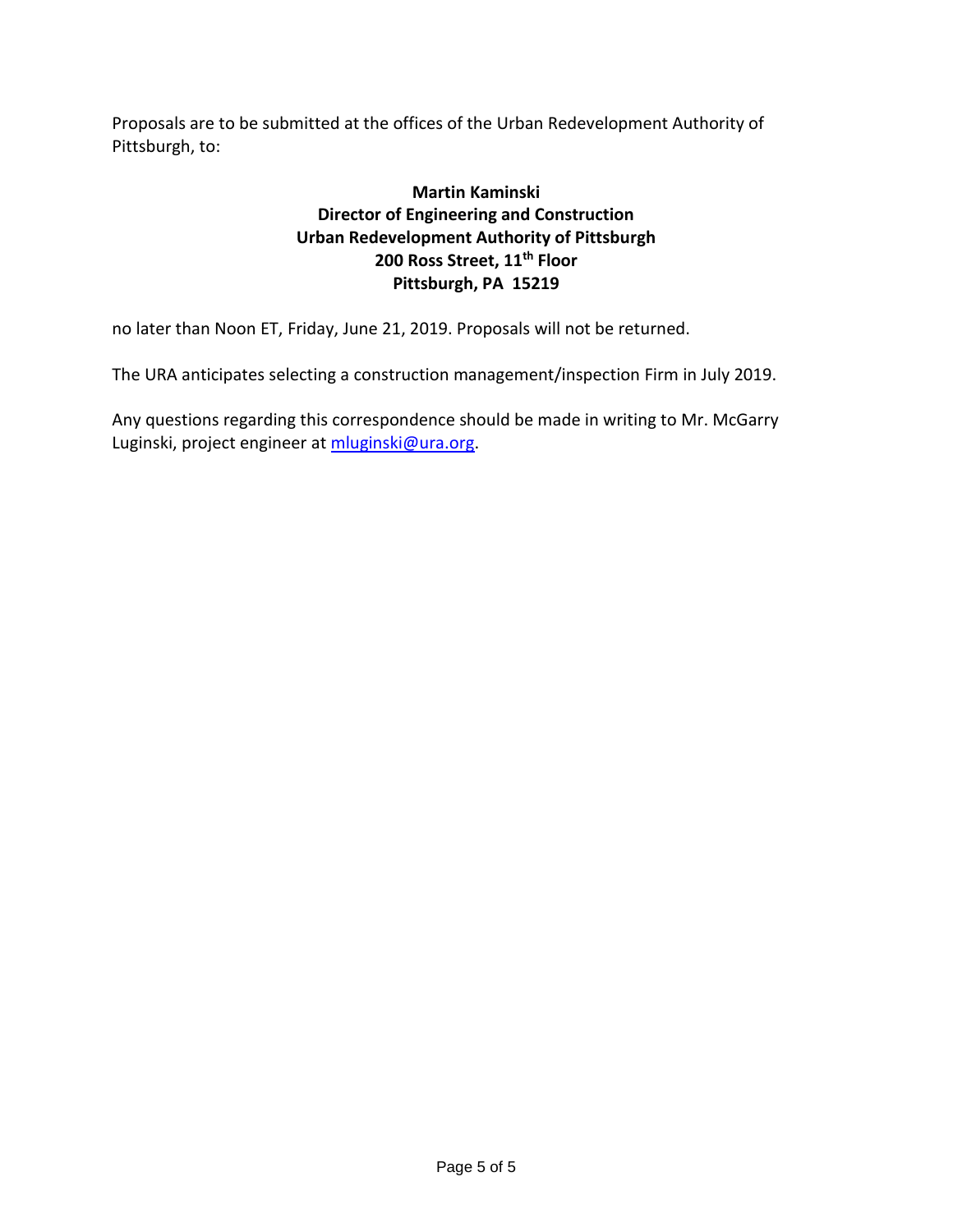Proposals are to be submitted at the offices of the Urban Redevelopment Authority of Pittsburgh, to:

**Martin Kaminski**
**Director of Engineering and Construction**
**Urban Redevelopment Authority of Pittsburgh**
**200 Ross Street, 11th Floor**
**Pittsburgh, PA 15219**

no later than Noon ET, Friday, June 21, 2019. Proposals will not be returned.

The URA anticipates selecting a construction management/inspection Firm in July 2019.

Any questions regarding this correspondence should be made in writing to Mr. McGarry Luginski, project engineer at mluginski@ura.org.